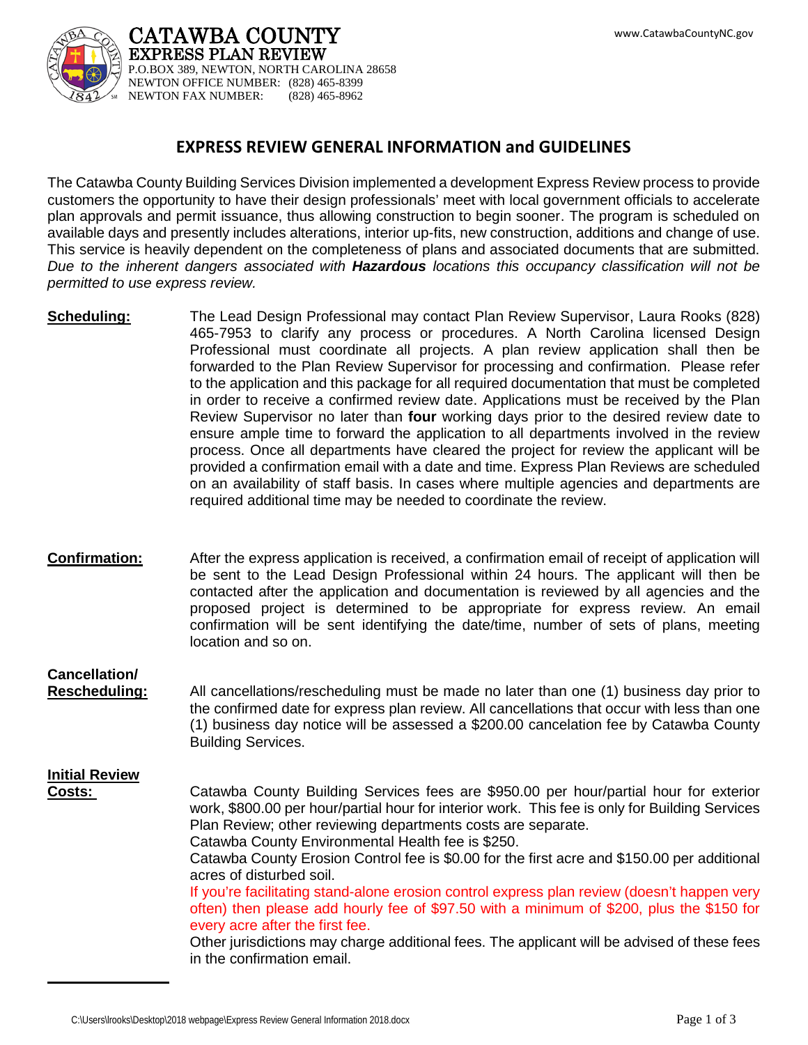# CATAWBA COUNTY

## EXPRESS PLAN REVIEW

P.O.BOX 389, NEWTON, NORTH CAROLINA 28658
NEWTON OFFICE NUMBER: (828) 465-8399
NEWTON FAX NUMBER: (828) 465-8962

www.CatawbaCountyNC.gov

## EXPRESS REVIEW GENERAL INFORMATION and GUIDELINES

The Catawba County Building Services Division implemented a development Express Review process to provide customers the opportunity to have their design professionals' meet with local government officials to accelerate plan approvals and permit issuance, thus allowing construction to begin sooner. The program is scheduled on available days and presently includes alterations, interior up-fits, new construction, additions and change of use. This service is heavily dependent on the completeness of plans and associated documents that are submitted. *Due to the inherent dangers associated with **Hazardous** locations this occupancy classification will not be permitted to use express review.*

**Scheduling:** The Lead Design Professional may contact Plan Review Supervisor, Laura Rooks (828) 465-7953 to clarify any process or procedures. A North Carolina licensed Design Professional must coordinate all projects. A plan review application shall then be forwarded to the Plan Review Supervisor for processing and confirmation. Please refer to the application and this package for all required documentation that must be completed in order to receive a confirmed review date. Applications must be received by the Plan Review Supervisor no later than **four** working days prior to the desired review date to ensure ample time to forward the application to all departments involved in the review process. Once all departments have cleared the project for review the applicant will be provided a confirmation email with a date and time. Express Plan Reviews are scheduled on an availability of staff basis. In cases where multiple agencies and departments are required additional time may be needed to coordinate the review.

**Confirmation:** After the express application is received, a confirmation email of receipt of application will be sent to the Lead Design Professional within 24 hours. The applicant will then be contacted after the application and documentation is reviewed by all agencies and the proposed project is determined to be appropriate for express review. An email confirmation will be sent identifying the date/time, number of sets of plans, meeting location and so on.

**Cancellation/ Rescheduling:** All cancellations/rescheduling must be made no later than one (1) business day prior to the confirmed date for express plan review. All cancellations that occur with less than one (1) business day notice will be assessed a $200.00 cancelation fee by Catawba County Building Services.

**Initial Review Costs:** Catawba County Building Services fees are $950.00 per hour/partial hour for exterior work, $800.00 per hour/partial hour for interior work. This fee is only for Building Services Plan Review; other reviewing departments costs are separate.

Catawba County Environmental Health fee is $250.

Catawba County Erosion Control fee is $0.00 for the first acre and $150.00 per additional acres of disturbed soil.

If you're facilitating stand-alone erosion control express plan review (doesn't happen very often) then please add hourly fee of $97.50 with a minimum of $200, plus the $150 for every acre after the first fee.

Other jurisdictions may charge additional fees. The applicant will be advised of these fees in the confirmation email.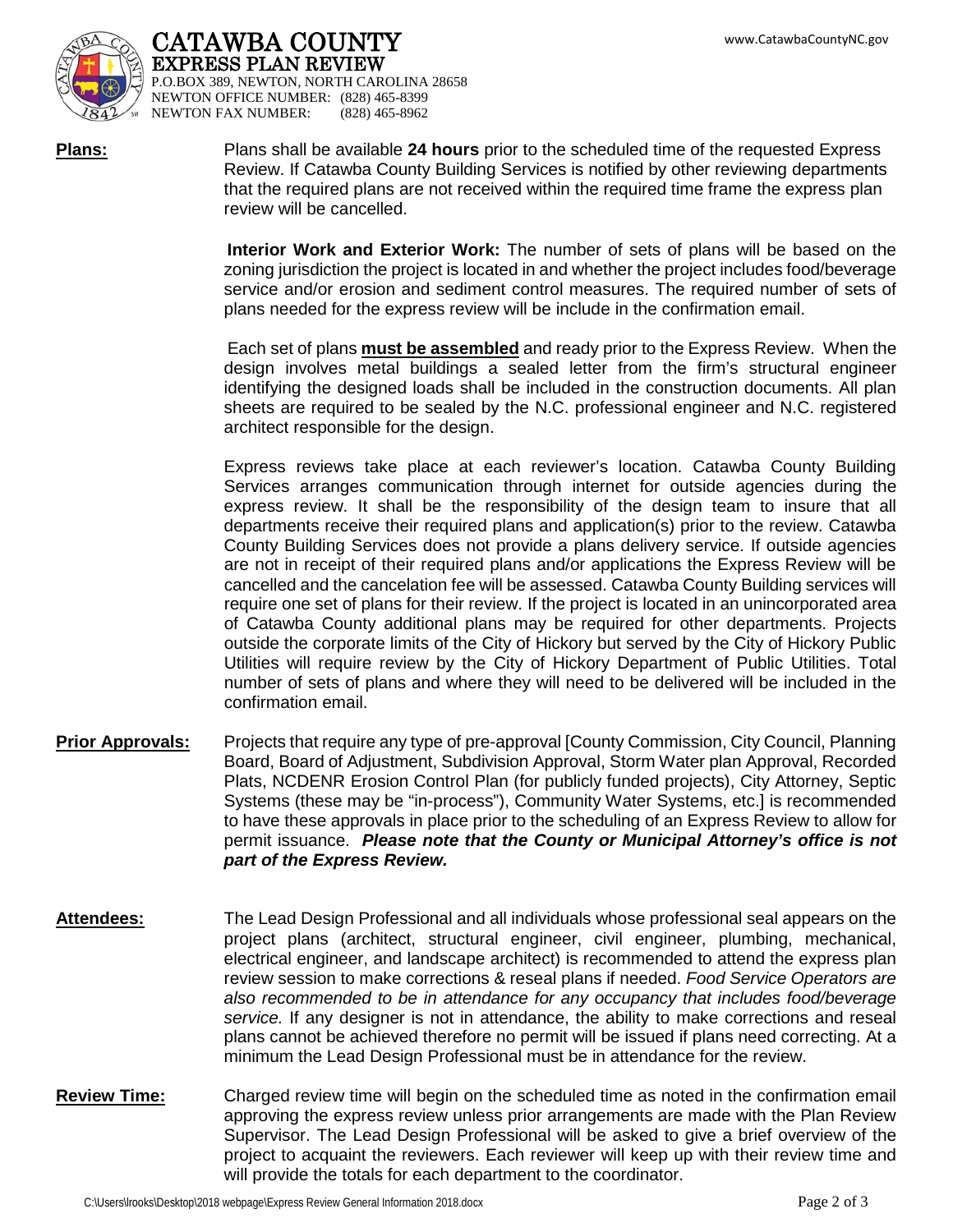# CATAWBA COUNTY
## EXPRESS PLAN REVIEW

P.O.BOX 389, NEWTON, NORTH CAROLINA 28658
NEWTON OFFICE NUMBER: (828) 465-8399
NEWTON FAX NUMBER: (828) 465-8962

www.CatawbaCountyNC.gov

**Plans:** Plans shall be available **24 hours** prior to the scheduled time of the requested Express Review. If Catawba County Building Services is notified by other reviewing departments that the required plans are not received within the required time frame the express plan review will be cancelled.

**Interior Work and Exterior Work:** The number of sets of plans will be based on the zoning jurisdiction the project is located in and whether the project includes food/beverage service and/or erosion and sediment control measures. The required number of sets of plans needed for the express review will be include in the confirmation email.

Each set of plans **must be assembled** and ready prior to the Express Review. When the design involves metal buildings a sealed letter from the firm's structural engineer identifying the designed loads shall be included in the construction documents. All plan sheets are required to be sealed by the N.C. professional engineer and N.C. registered architect responsible for the design.

Express reviews take place at each reviewer's location. Catawba County Building Services arranges communication through internet for outside agencies during the express review. It shall be the responsibility of the design team to insure that all departments receive their required plans and application(s) prior to the review. Catawba County Building Services does not provide a plans delivery service. If outside agencies are not in receipt of their required plans and/or applications the Express Review will be cancelled and the cancelation fee will be assessed. Catawba County Building services will require one set of plans for their review. If the project is located in an unincorporated area of Catawba County additional plans may be required for other departments. Projects outside the corporate limits of the City of Hickory but served by the City of Hickory Public Utilities will require review by the City of Hickory Department of Public Utilities. Total number of sets of plans and where they will need to be delivered will be included in the confirmation email.

**Prior Approvals:** Projects that require any type of pre-approval [County Commission, City Council, Planning Board, Board of Adjustment, Subdivision Approval, Storm Water plan Approval, Recorded Plats, NCDENR Erosion Control Plan (for publicly funded projects), City Attorney, Septic Systems (these may be "in-process"), Community Water Systems, etc.] is recommended to have these approvals in place prior to the scheduling of an Express Review to allow for permit issuance. ***Please note that the County or Municipal Attorney's office is not part of the Express Review.***

**Attendees:** The Lead Design Professional and all individuals whose professional seal appears on the project plans (architect, structural engineer, civil engineer, plumbing, mechanical, electrical engineer, and landscape architect) is recommended to attend the express plan review session to make corrections & reseal plans if needed. *Food Service Operators are also recommended to be in attendance for any occupancy that includes food/beverage service.* If any designer is not in attendance, the ability to make corrections and reseal plans cannot be achieved therefore no permit will be issued if plans need correcting. At a minimum the Lead Design Professional must be in attendance for the review.

**Review Time:** Charged review time will begin on the scheduled time as noted in the confirmation email approving the express review unless prior arrangements are made with the Plan Review Supervisor. The Lead Design Professional will be asked to give a brief overview of the project to acquaint the reviewers. Each reviewer will keep up with their review time and will provide the totals for each department to the coordinator.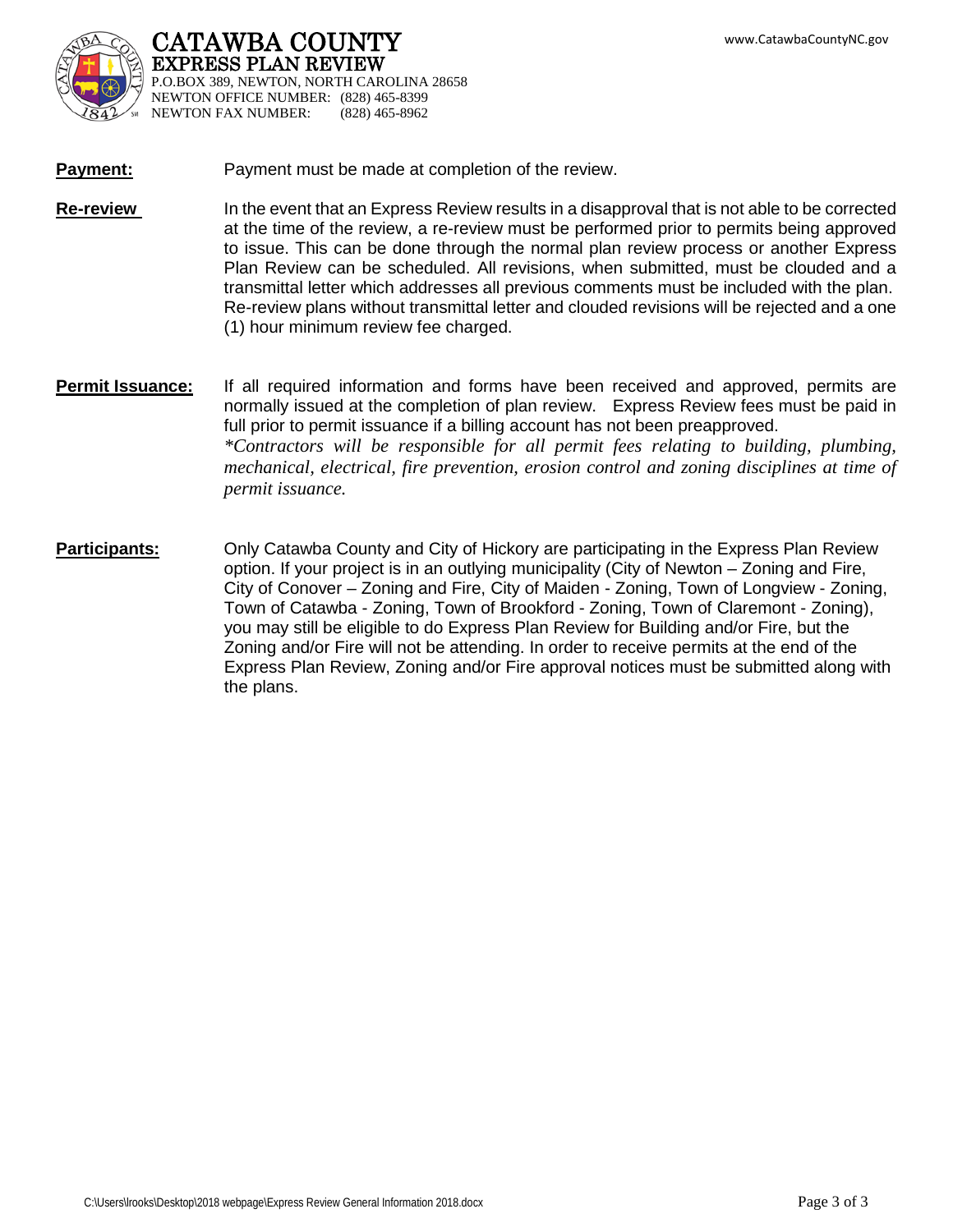# CATAWBA COUNTY

## EXPRESS PLAN REVIEW

P.O.BOX 389, NEWTON, NORTH CAROLINA 28658
NEWTON OFFICE NUMBER: (828) 465-8399
NEWTON FAX NUMBER: (828) 465-8962

www.CatawbaCountyNC.gov

**Payment:** Payment must be made at completion of the review.

**Re-review** In the event that an Express Review results in a disapproval that is not able to be corrected at the time of the review, a re-review must be performed prior to permits being approved to issue. This can be done through the normal plan review process or another Express Plan Review can be scheduled. All revisions, when submitted, must be clouded and a transmittal letter which addresses all previous comments must be included with the plan. Re-review plans without transmittal letter and clouded revisions will be rejected and a one (1) hour minimum review fee charged.

**Permit Issuance:** If all required information and forms have been received and approved, permits are normally issued at the completion of plan review. Express Review fees must be paid in full prior to permit issuance if a billing account has not been preapproved.
*\*Contractors will be responsible for all permit fees relating to building, plumbing, mechanical, electrical, fire prevention, erosion control and zoning disciplines at time of permit issuance.*

**Participants:** Only Catawba County and City of Hickory are participating in the Express Plan Review option. If your project is in an outlying municipality (City of Newton – Zoning and Fire, City of Conover – Zoning and Fire, City of Maiden - Zoning, Town of Longview - Zoning, Town of Catawba - Zoning, Town of Brookford - Zoning, Town of Claremont - Zoning), you may still be eligible to do Express Plan Review for Building and/or Fire, but the Zoning and/or Fire will not be attending. In order to receive permits at the end of the Express Plan Review, Zoning and/or Fire approval notices must be submitted along with the plans.

C:\Users\lrooks\Desktop\2018 webpage\Express Review General Information 2018.docx